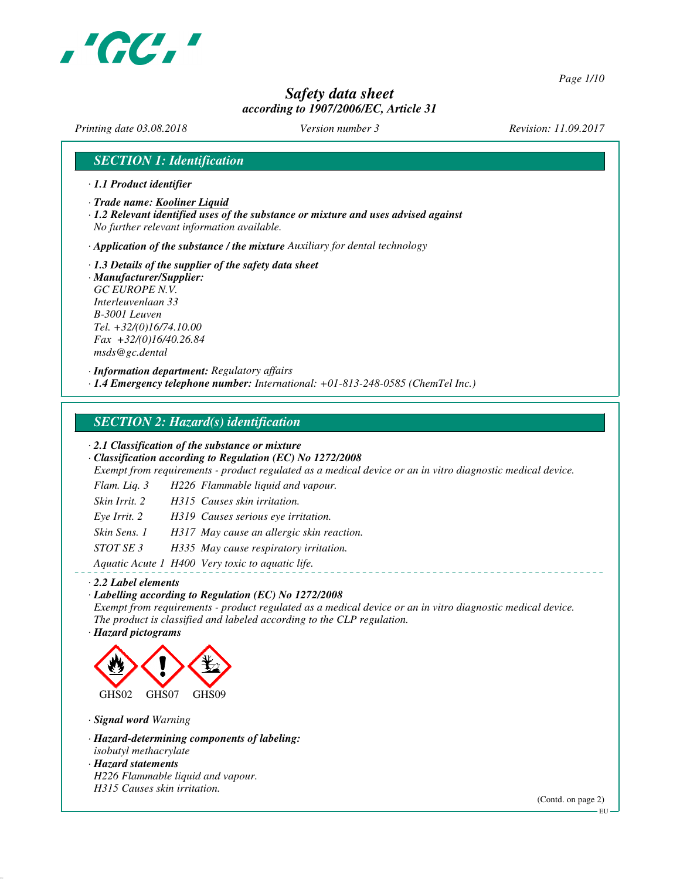# Safety data sheet
*according to 1907/2006/EC, Article 31*

*Printing date 03.08.2018* *Version number 3* *Revision: 11.09.2017*

## SECTION 1: Identification

· **1.1 Product identifier**

· **Trade name: Kooliner Liquid**

· **1.2 Relevant identified uses of the substance or mixture and uses advised against**
No further relevant information available.

· **Application of the substance / the mixture** Auxiliary for dental technology

· **1.3 Details of the supplier of the safety data sheet**

· **Manufacturer/Supplier:**
GC EUROPE N.V.
Interleuvenlaan 33
B-3001 Leuven
Tel. +32/(0)16/74.10.00
Fax +32/(0)16/40.26.84
msds@gc.dental

· **Information department:** Regulatory affairs

· **1.4 Emergency telephone number:** International: +01-813-248-0585 (ChemTel Inc.)

## SECTION 2: Hazard(s) identification

· **2.1 Classification of the substance or mixture**

· **Classification according to Regulation (EC) No 1272/2008**
Exempt from requirements - product regulated as a medical device or an in vitro diagnostic medical device.

| | | |
|---|---|---|
| Flam. Liq. 3 | H226 | Flammable liquid and vapour. |
| Skin Irrit. 2 | H315 | Causes skin irritation. |
| Eye Irrit. 2 | H319 | Causes serious eye irritation. |
| Skin Sens. 1 | H317 | May cause an allergic skin reaction. |
| STOT SE 3 | H335 | May cause respiratory irritation. |
| Aquatic Acute 1 | H400 | Very toxic to aquatic life. |

· **2.2 Label elements**

· **Labelling according to Regulation (EC) No 1272/2008**
Exempt from requirements - product regulated as a medical device or an in vitro diagnostic medical device.
The product is classified and labeled according to the CLP regulation.

· **Hazard pictograms**

GHS02 GHS07 GHS09

· **Signal word** Warning

· **Hazard-determining components of labeling:**
isobutyl methacrylate

· **Hazard statements**
H226 Flammable liquid and vapour.
H315 Causes skin irritation.

(Contd. on page 2)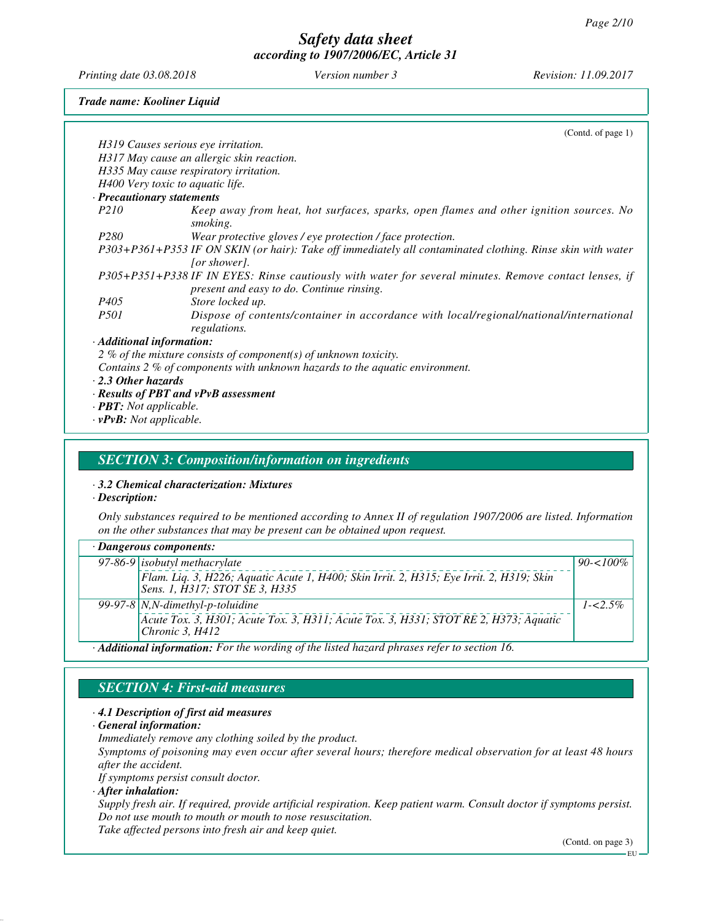*Trade name: Kooliner Liquid*

(Contd. of page 1)

H319 Causes serious eye irritation.
H317 May cause an allergic skin reaction.
H335 May cause respiratory irritation.
H400 Very toxic to aquatic life.

· **Precautionary statements**

| | |
|---|---|
| P210 | Keep away from heat, hot surfaces, sparks, open flames and other ignition sources. No smoking. |
| P280 | Wear protective gloves / eye protection / face protection. |
| P303+P361+P353 | IF ON SKIN (or hair): Take off immediately all contaminated clothing. Rinse skin with water [or shower]. |
| P305+P351+P338 | IF IN EYES: Rinse cautiously with water for several minutes. Remove contact lenses, if present and easy to do. Continue rinsing. |
| P405 | Store locked up. |
| P501 | Dispose of contents/container in accordance with local/regional/national/international regulations. |

· **Additional information:**
2 % of the mixture consists of component(s) of unknown toxicity.
Contains 2 % of components with unknown hazards to the aquatic environment.

· **2.3 Other hazards**
· **Results of PBT and vPvB assessment**
· **PBT:** Not applicable.
· **vPvB:** Not applicable.

## SECTION 3: Composition/information on ingredients

· **3.2 Chemical characterization: Mixtures**
· **Description:**

Only substances required to be mentioned according to Annex II of regulation 1907/2006 are listed. Information on the other substances that may be present can be obtained upon request.

· **Dangerous components:**

| CAS | Component / Classification | Concentration |
|---|---|---|
| 97-86-9 | isobutyl methacrylate<br>Flam. Liq. 3, H226; Aquatic Acute 1, H400; Skin Irrit. 2, H315; Eye Irrit. 2, H319; Skin Sens. 1, H317; STOT SE 3, H335 | 90-<100% |
| 99-97-8 | N,N-dimethyl-p-toluidine<br>Acute Tox. 3, H301; Acute Tox. 3, H311; Acute Tox. 3, H331; STOT RE 2, H373; Aquatic Chronic 3, H412 | 1-<2.5% |

· **Additional information:** For the wording of the listed hazard phrases refer to section 16.

## SECTION 4: First-aid measures

· **4.1 Description of first aid measures**
· **General information:**
Immediately remove any clothing soiled by the product.
Symptoms of poisoning may even occur after several hours; therefore medical observation for at least 48 hours after the accident.
If symptoms persist consult doctor.

· **After inhalation:**
Supply fresh air. If required, provide artificial respiration. Keep patient warm. Consult doctor if symptoms persist.
Do not use mouth to mouth or mouth to nose resuscitation.
Take affected persons into fresh air and keep quiet.

(Contd. on page 3)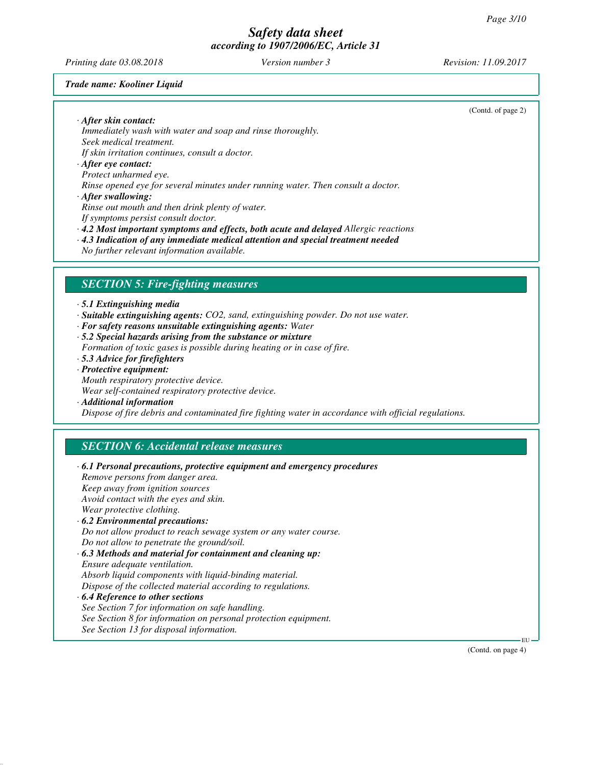(Contd. of page 2)

· **After skin contact:**
*Immediately wash with water and soap and rinse thoroughly.*
*Seek medical treatment.*
*If skin irritation continues, consult a doctor.*

· **After eye contact:**
*Protect unharmed eye.*
*Rinse opened eye for several minutes under running water. Then consult a doctor.*

· **After swallowing:**
*Rinse out mouth and then drink plenty of water.*
*If symptoms persist consult doctor.*

· **4.2 Most important symptoms and effects, both acute and delayed** *Allergic reactions*

· **4.3 Indication of any immediate medical attention and special treatment needed**
*No further relevant information available.*

## SECTION 5: Fire-fighting measures

· **5.1 Extinguishing media**

· **Suitable extinguishing agents:** *$CO_2$, sand, extinguishing powder. Do not use water.*

· **For safety reasons unsuitable extinguishing agents:** *Water*

· **5.2 Special hazards arising from the substance or mixture**
*Formation of toxic gases is possible during heating or in case of fire.*

· **5.3 Advice for firefighters**

· **Protective equipment:**
*Mouth respiratory protective device.*
*Wear self-contained respiratory protective device.*

· **Additional information**
*Dispose of fire debris and contaminated fire fighting water in accordance with official regulations.*

## SECTION 6: Accidental release measures

· **6.1 Personal precautions, protective equipment and emergency procedures**
*Remove persons from danger area.*
*Keep away from ignition sources*
*Avoid contact with the eyes and skin.*
*Wear protective clothing.*

· **6.2 Environmental precautions:**
*Do not allow product to reach sewage system or any water course.*
*Do not allow to penetrate the ground/soil.*

· **6.3 Methods and material for containment and cleaning up:**
*Ensure adequate ventilation.*
*Absorb liquid components with liquid-binding material.*
*Dispose of the collected material according to regulations.*

· **6.4 Reference to other sections**
*See Section 7 for information on safe handling.*
*See Section 8 for information on personal protection equipment.*
*See Section 13 for disposal information.*

(Contd. on page 4)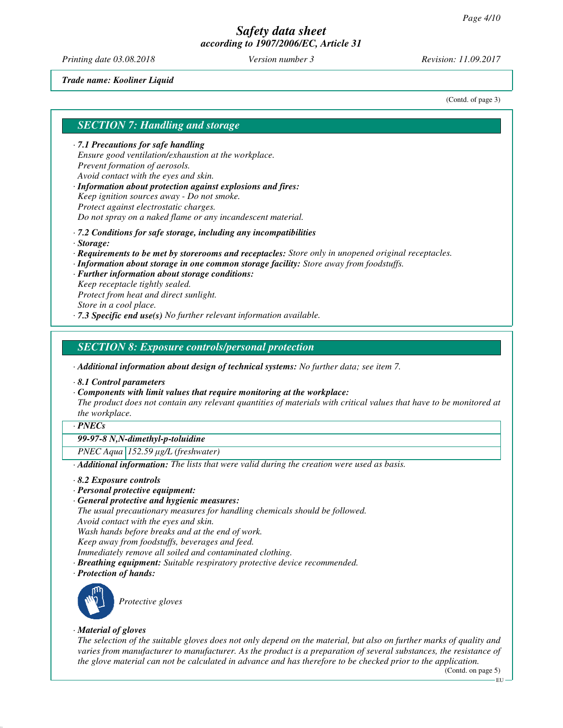Trade name: Kooliner Liquid

(Contd. of page 3)

## SECTION 7: Handling and storage

· **7.1 Precautions for safe handling**
Ensure good ventilation/exhaustion at the workplace.
Prevent formation of aerosols.
Avoid contact with the eyes and skin.

· **Information about protection against explosions and fires:**
Keep ignition sources away - Do not smoke.
Protect against electrostatic charges.
Do not spray on a naked flame or any incandescent material.

· **7.2 Conditions for safe storage, including any incompatibilities**
· **Storage:**
· **Requirements to be met by storerooms and receptacles:** Store only in unopened original receptacles.
· **Information about storage in one common storage facility:** Store away from foodstuffs.
· **Further information about storage conditions:**
Keep receptacle tightly sealed.
Protect from heat and direct sunlight.
Store in a cool place.
· **7.3 Specific end use(s)** No further relevant information available.

## SECTION 8: Exposure controls/personal protection

· **Additional information about design of technical systems:** No further data; see item 7.

· **8.1 Control parameters**
· **Components with limit values that require monitoring at the workplace:**
The product does not contain any relevant quantities of materials with critical values that have to be monitored at the workplace.

| · PNECs | |
|---|---|
| **99-97-8 N,N-dimethyl-p-toluidine** | |
| PNEC Aqua | 152.59 µg/L (freshwater) |

· **Additional information:** The lists that were valid during the creation were used as basis.

· **8.2 Exposure controls**
· **Personal protective equipment:**
· **General protective and hygienic measures:**
The usual precautionary measures for handling chemicals should be followed.
Avoid contact with the eyes and skin.
Wash hands before breaks and at the end of work.
Keep away from foodstuffs, beverages and feed.
Immediately remove all soiled and contaminated clothing.
· **Breathing equipment:** Suitable respiratory protective device recommended.
· **Protection of hands:**

Protective gloves

· **Material of gloves**
The selection of the suitable gloves does not only depend on the material, but also on further marks of quality and varies from manufacturer to manufacturer. As the product is a preparation of several substances, the resistance of the glove material can not be calculated in advance and has therefore to be checked prior to the application.

(Contd. on page 5)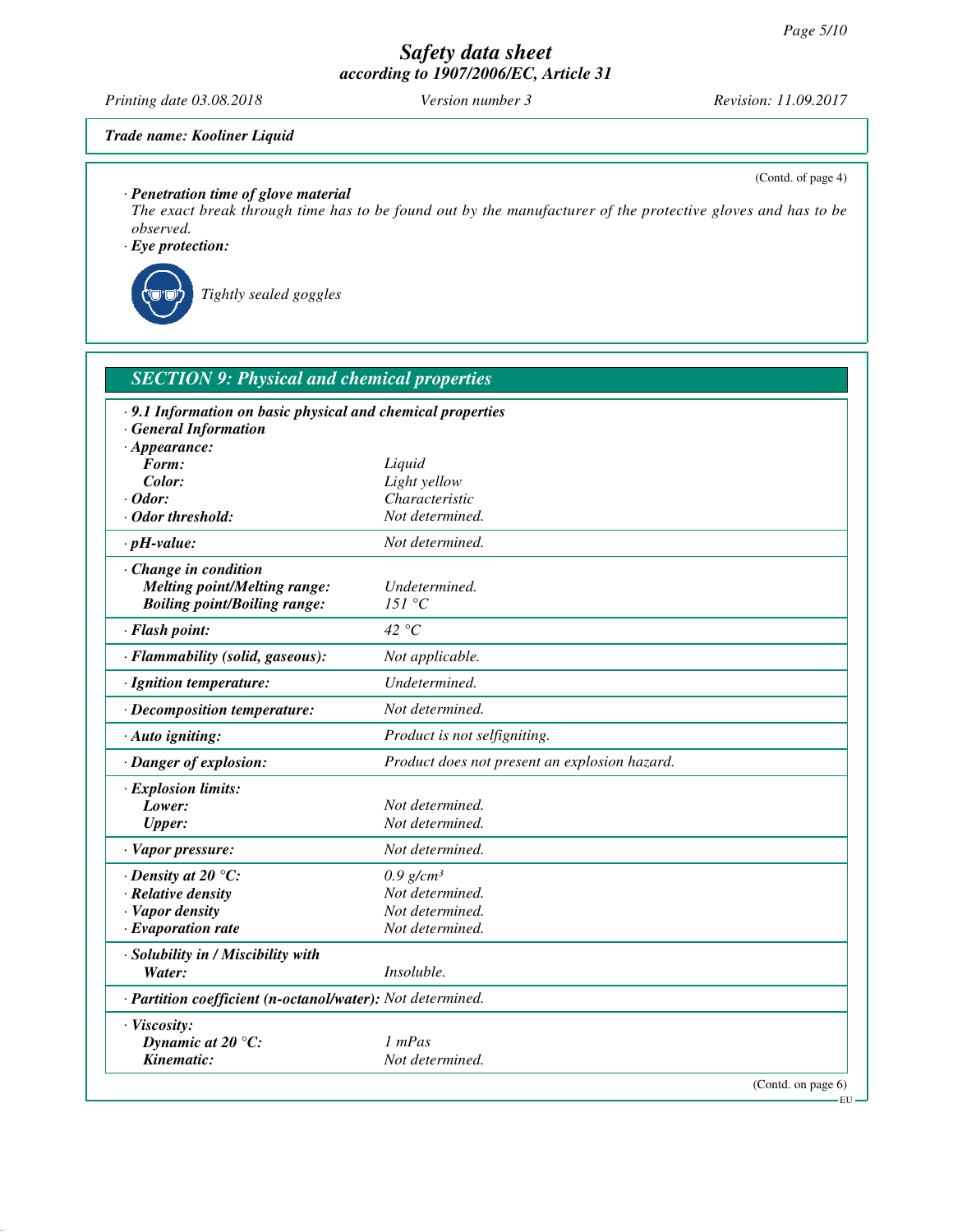**Trade name: Kooliner Liquid**

(Contd. of page 4)

· **Penetration time of glove material**
The exact break through time has to be found out by the manufacturer of the protective gloves and has to be observed.

· **Eye protection:**

Tightly sealed goggles

## SECTION 9: Physical and chemical properties

· **9.1 Information on basic physical and chemical properties**
· **General Information**

| | |
|---|---|
| · **Appearance:** | |
| **Form:** | Liquid |
| **Color:** | Light yellow |
| · **Odor:** | Characteristic |
| · **Odor threshold:** | Not determined. |
| · **pH-value:** | Not determined. |
| · **Change in condition** | |
| **Melting point/Melting range:** | Undetermined. |
| **Boiling point/Boiling range:** | 151 °C |
| · **Flash point:** | 42 °C |
| · **Flammability (solid, gaseous):** | Not applicable. |
| · **Ignition temperature:** | Undetermined. |
| · **Decomposition temperature:** | Not determined. |
| · **Auto igniting:** | Product is not selfigniting. |
| · **Danger of explosion:** | Product does not present an explosion hazard. |
| · **Explosion limits:** | |
| **Lower:** | Not determined. |
| **Upper:** | Not determined. |
| · **Vapor pressure:** | Not determined. |
| · **Density at 20 °C:** | 0.9 g/cm³ |
| · **Relative density** | Not determined. |
| · **Vapor density** | Not determined. |
| · **Evaporation rate** | Not determined. |
| · **Solubility in / Miscibility with** | |
| **Water:** | Insoluble. |
| · **Partition coefficient (n-octanol/water):** | Not determined. |
| · **Viscosity:** | |
| **Dynamic at 20 °C:** | 1 mPas |
| **Kinematic:** | Not determined. |

(Contd. on page 6)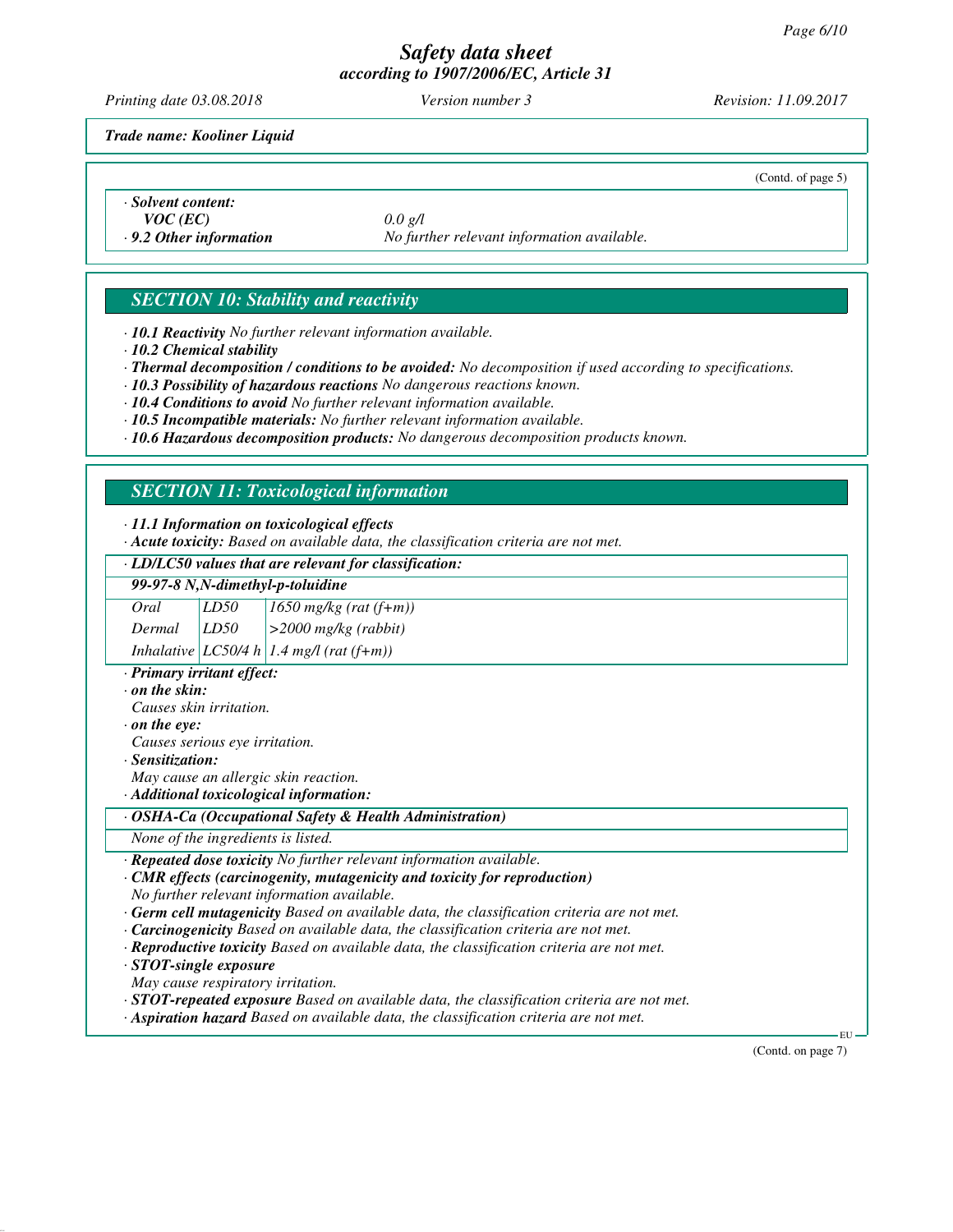Trade name: Kooliner Liquid

(Contd. of page 5)

· **Solvent content:**
**VOC (EC)** 0.0 g/l
· **9.2 Other information** No further relevant information available.

## SECTION 10: Stability and reactivity

· **10.1 Reactivity** No further relevant information available.
· **10.2 Chemical stability**
· **Thermal decomposition / conditions to be avoided:** No decomposition if used according to specifications.
· **10.3 Possibility of hazardous reactions** No dangerous reactions known.
· **10.4 Conditions to avoid** No further relevant information available.
· **10.5 Incompatible materials:** No further relevant information available.
· **10.6 Hazardous decomposition products:** No dangerous decomposition products known.

## SECTION 11: Toxicological information

· **11.1 Information on toxicological effects**
· **Acute toxicity:** Based on available data, the classification criteria are not met.

| · LD/LC50 values that are relevant for classification: | | |
|---|---|---|
| **99-97-8 N,N-dimethyl-p-toluidine** | | |
| Oral | LD50 | 1650 mg/kg (rat (f+m)) |
| Dermal | LD50 | >2000 mg/kg (rabbit) |
| Inhalative | LC50/4 h | 1.4 mg/l (rat (f+m)) |

· **Primary irritant effect:**
· **on the skin:**
Causes skin irritation.
· **on the eye:**
Causes serious eye irritation.
· **Sensitization:**
May cause an allergic skin reaction.
· **Additional toxicological information:**

· **OSHA-Ca (Occupational Safety & Health Administration)**
None of the ingredients is listed.

· **Repeated dose toxicity** No further relevant information available.
· **CMR effects (carcinogenity, mutagenicity and toxicity for reproduction)**
No further relevant information available.
· **Germ cell mutagenicity** Based on available data, the classification criteria are not met.
· **Carcinogenicity** Based on available data, the classification criteria are not met.
· **Reproductive toxicity** Based on available data, the classification criteria are not met.
· **STOT-single exposure**
May cause respiratory irritation.
· **STOT-repeated exposure** Based on available data, the classification criteria are not met.
· **Aspiration hazard** Based on available data, the classification criteria are not met.

(Contd. on page 7)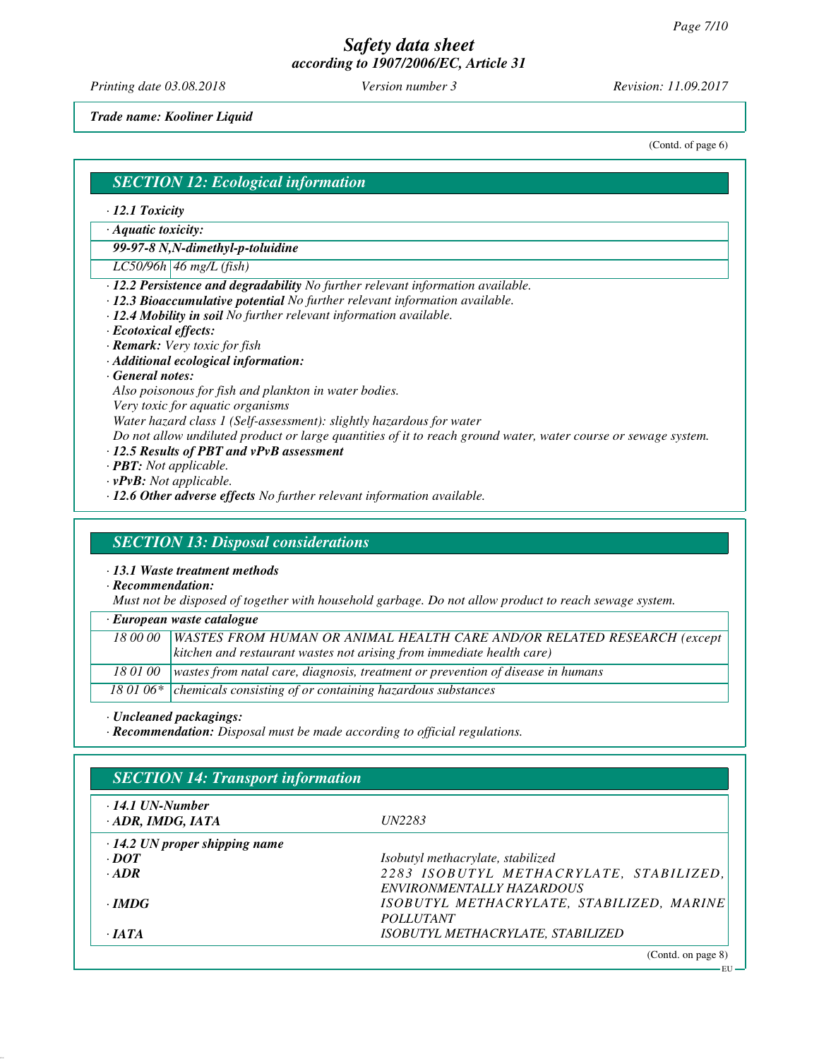Trade name: Kooliner Liquid

(Contd. of page 6)

## SECTION 12: Ecological information

· **12.1 Toxicity**

| · **Aquatic toxicity:** | |
|---|---|
| **99-97-8 N,N-dimethyl-p-toluidine** | |
| LC50/96h | 46 mg/L (fish) |

· **12.2 Persistence and degradability** No further relevant information available.
· **12.3 Bioaccumulative potential** No further relevant information available.
· **12.4 Mobility in soil** No further relevant information available.
· **Ecotoxical effects:**
· **Remark:** Very toxic for fish
· **Additional ecological information:**
· **General notes:**
Also poisonous for fish and plankton in water bodies.
Very toxic for aquatic organisms
Water hazard class 1 (Self-assessment): slightly hazardous for water
Do not allow undiluted product or large quantities of it to reach ground water, water course or sewage system.
· **12.5 Results of PBT and vPvB assessment**
· **PBT:** Not applicable.
· **vPvB:** Not applicable.
· **12.6 Other adverse effects** No further relevant information available.

## SECTION 13: Disposal considerations

· **13.1 Waste treatment methods**
· **Recommendation:**
Must not be disposed of together with household garbage. Do not allow product to reach sewage system.

| · **European waste catalogue** | |
|---|---|
| 18 00 00 | WASTES FROM HUMAN OR ANIMAL HEALTH CARE AND/OR RELATED RESEARCH (except kitchen and restaurant wastes not arising from immediate health care) |
| 18 01 00 | wastes from natal care, diagnosis, treatment or prevention of disease in humans |
| 18 01 06* | chemicals consisting of or containing hazardous substances |

· **Uncleaned packagings:**
· **Recommendation:** Disposal must be made according to official regulations.

## SECTION 14: Transport information

| | |
|---|---|
| · **14.1 UN-Number** | |
| · **ADR, IMDG, IATA** | UN2283 |
| · **14.2 UN proper shipping name** | |
| · **DOT** | Isobutyl methacrylate, stabilized |
| · **ADR** | 2283 ISOBUTYL METHACRYLATE, STABILIZED, ENVIRONMENTALLY HAZARDOUS |
| · **IMDG** | ISOBUTYL METHACRYLATE, STABILIZED, MARINE POLLUTANT |
| · **IATA** | ISOBUTYL METHACRYLATE, STABILIZED |

(Contd. on page 8)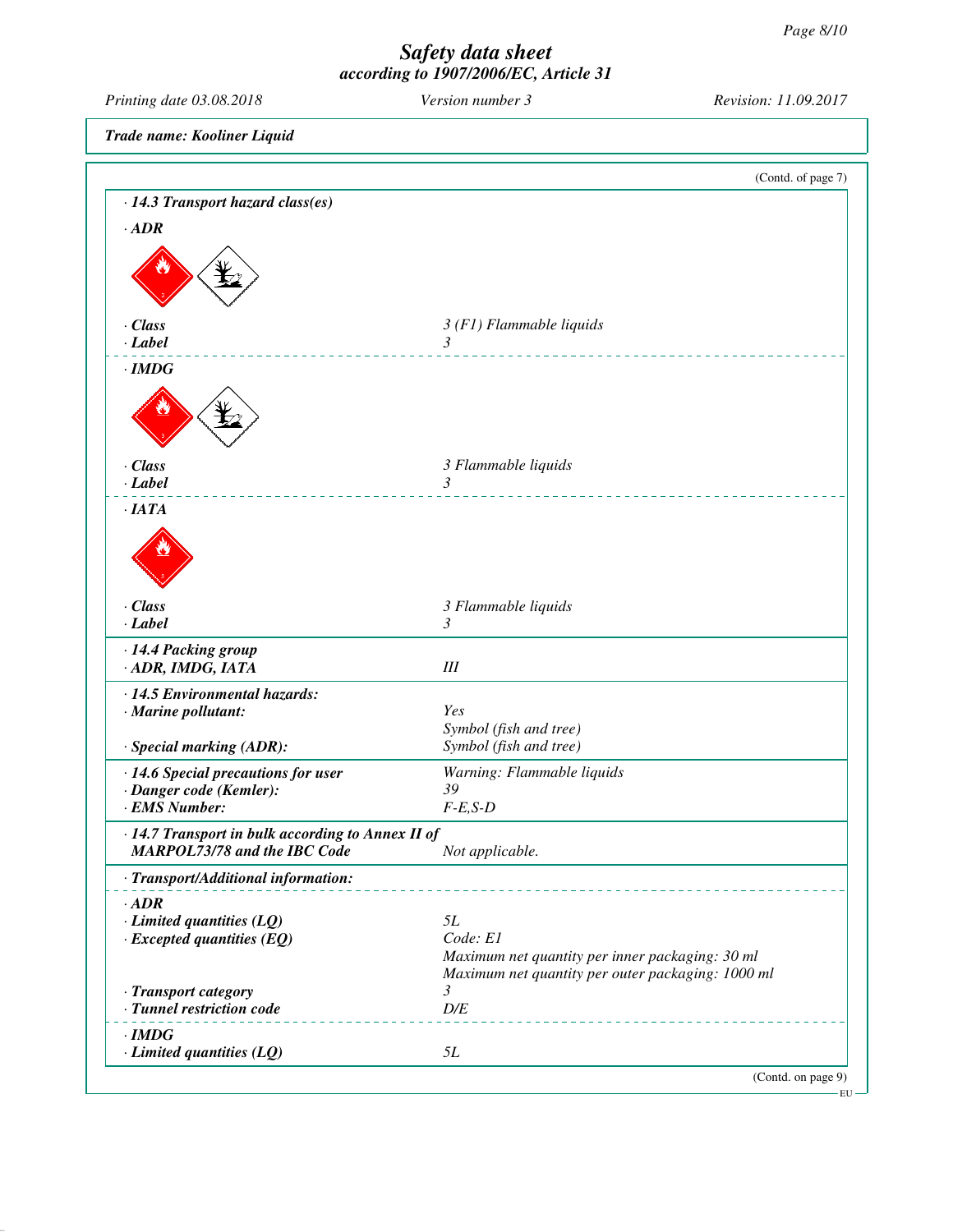**Trade name: Kooliner Liquid**

(Contd. of page 7)

**· 14.3 Transport hazard class(es)**

**· ADR**

| | |
|---|---|
| **· Class** | *3 (F1) Flammable liquids* |
| **· Label** | *3* |

**· IMDG**

| | |
|---|---|
| **· Class** | *3 Flammable liquids* |
| **· Label** | *3* |

**· IATA**

| | |
|---|---|
| **· Class** | *3 Flammable liquids* |
| **· Label** | *3* |

**· 14.4 Packing group**

| | |
|---|---|
| **· ADR, IMDG, IATA** | *III* |

**· 14.5 Environmental hazards:**

| | |
|---|---|
| **· Marine pollutant:** | *Yes*<br>*Symbol (fish and tree)* |
| **· Special marking (ADR):** | *Symbol (fish and tree)* |

| | |
|---|---|
| **· 14.6 Special precautions for user** | *Warning: Flammable liquids* |
| **· Danger code (Kemler):** | *39* |
| **· EMS Number:** | *F-E,S-D* |

| | |
|---|---|
| **· 14.7 Transport in bulk according to Annex II of MARPOL73/78 and the IBC Code** | *Not applicable.* |

**· Transport/Additional information:**

**· ADR**

| | |
|---|---|
| **· Limited quantities (LQ)** | *5L* |
| **· Excepted quantities (EQ)** | *Code: E1*<br>*Maximum net quantity per inner packaging: 30 ml*<br>*Maximum net quantity per outer packaging: 1000 ml* |
| **· Transport category** | *3* |
| **· Tunnel restriction code** | *D/E* |

**· IMDG**

| | |
|---|---|
| **· Limited quantities (LQ)** | *5L* |

(Contd. on page 9)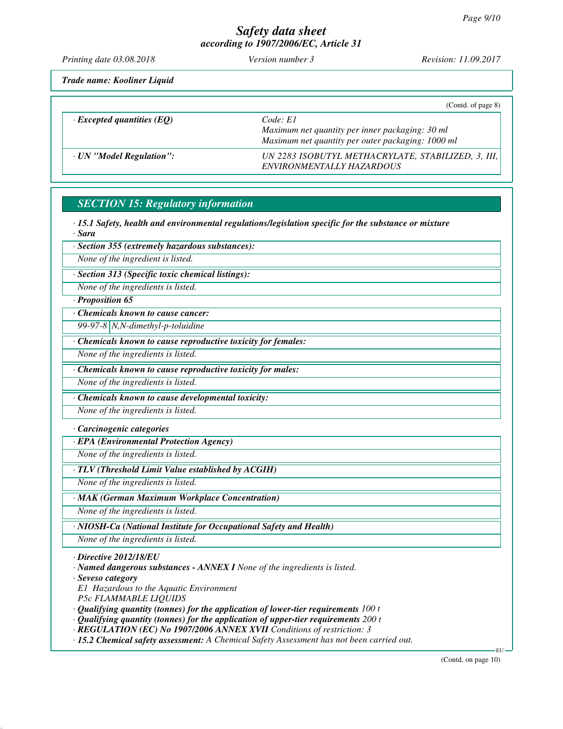Trade name: Kooliner Liquid

(Contd. of page 8)

| | |
|---|---|
| · **Excepted quantities (EQ)** | Code: E1<br>Maximum net quantity per inner packaging: 30 ml<br>Maximum net quantity per outer packaging: 1000 ml |
| · **UN "Model Regulation":** | UN 2283 ISOBUTYL METHACRYLATE, STABILIZED, 3, III, ENVIRONMENTALLY HAZARDOUS |

## SECTION 15: Regulatory information

· **15.1 Safety, health and environmental regulations/legislation specific for the substance or mixture**

· **Sara**

· **Section 355 (extremely hazardous substances):**

None of the ingredient is listed.

· **Section 313 (Specific toxic chemical listings):**

None of the ingredients is listed.

· **Proposition 65**

· **Chemicals known to cause cancer:**

| | |
|---|---|
| 99-97-8 | N,N-dimethyl-p-toluidine |

· **Chemicals known to cause reproductive toxicity for females:**

None of the ingredients is listed.

· **Chemicals known to cause reproductive toxicity for males:**

None of the ingredients is listed.

· **Chemicals known to cause developmental toxicity:**

None of the ingredients is listed.

· **Carcinogenic categories**

· **EPA (Environmental Protection Agency)**

None of the ingredients is listed.

· **TLV (Threshold Limit Value established by ACGIH)**

None of the ingredients is listed.

· **MAK (German Maximum Workplace Concentration)**

None of the ingredients is listed.

· **NIOSH-Ca (National Institute for Occupational Safety and Health)**

None of the ingredients is listed.

· **Directive 2012/18/EU**

· **Named dangerous substances - ANNEX I** None of the ingredients is listed.

· **Seveso category**

E1 Hazardous to the Aquatic Environment

P5c FLAMMABLE LIQUIDS

· **Qualifying quantity (tonnes) for the application of lower-tier requirements** 100 t

· **Qualifying quantity (tonnes) for the application of upper-tier requirements** 200 t

· **REGULATION (EC) No 1907/2006 ANNEX XVII** Conditions of restriction: 3

· **15.2 Chemical safety assessment:** A Chemical Safety Assessment has not been carried out.

(Contd. on page 10)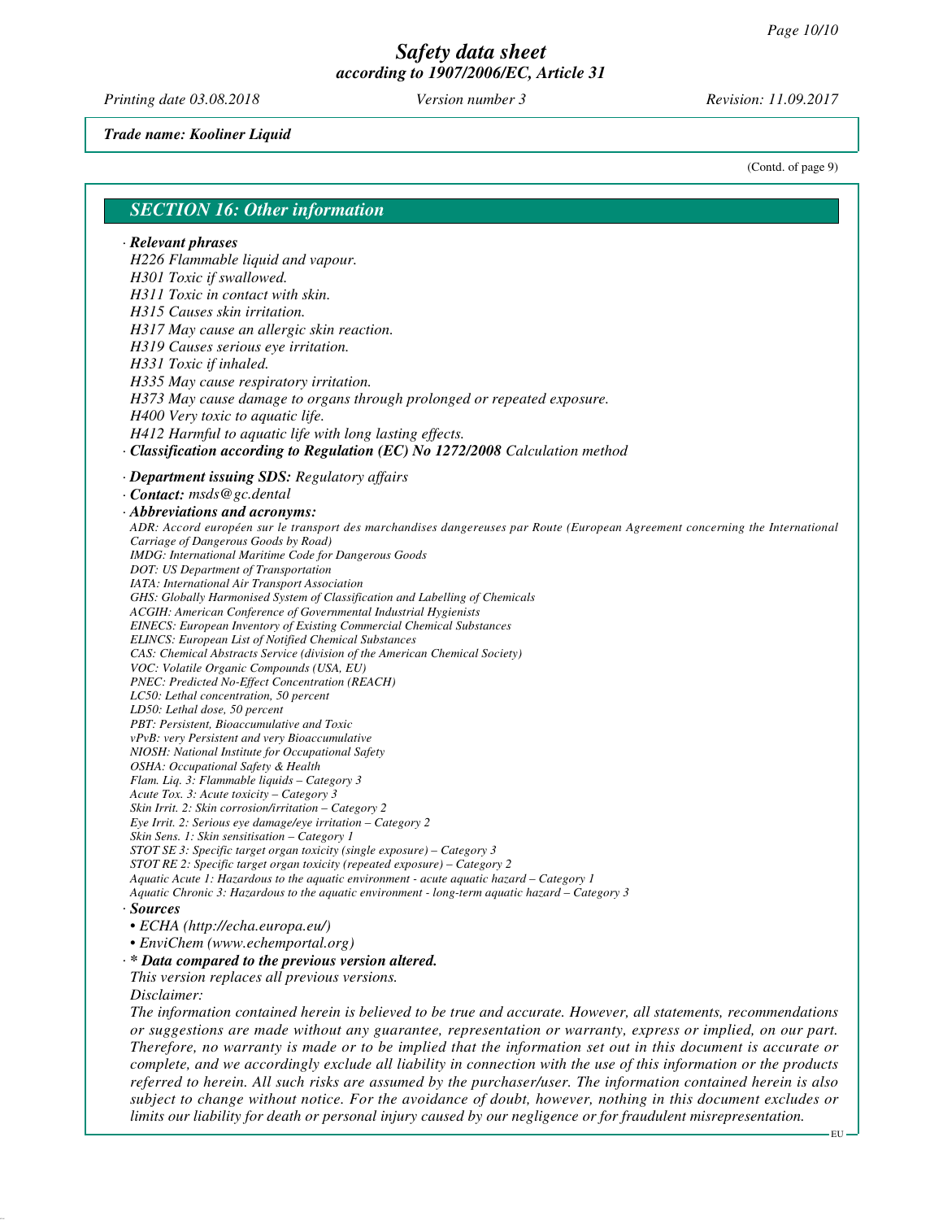*Trade name: Kooliner Liquid*

(Contd. of page 9)

## SECTION 16: Other information

· **Relevant phrases**

H226 Flammable liquid and vapour.
H301 Toxic if swallowed.
H311 Toxic in contact with skin.
H315 Causes skin irritation.
H317 May cause an allergic skin reaction.
H319 Causes serious eye irritation.
H331 Toxic if inhaled.
H335 May cause respiratory irritation.
H373 May cause damage to organs through prolonged or repeated exposure.
H400 Very toxic to aquatic life.
H412 Harmful to aquatic life with long lasting effects.

· **Classification according to Regulation (EC) No 1272/2008** Calculation method

· **Department issuing SDS:** Regulatory affairs

· **Contact:** msds@gc.dental

· **Abbreviations and acronyms:**

ADR: Accord européen sur le transport des marchandises dangereuses par Route (European Agreement concerning the International Carriage of Dangerous Goods by Road)
IMDG: International Maritime Code for Dangerous Goods
DOT: US Department of Transportation
IATA: International Air Transport Association
GHS: Globally Harmonised System of Classification and Labelling of Chemicals
ACGIH: American Conference of Governmental Industrial Hygienists
EINECS: European Inventory of Existing Commercial Chemical Substances
ELINCS: European List of Notified Chemical Substances
CAS: Chemical Abstracts Service (division of the American Chemical Society)
VOC: Volatile Organic Compounds (USA, EU)
PNEC: Predicted No-Effect Concentration (REACH)
LC50: Lethal concentration, 50 percent
LD50: Lethal dose, 50 percent
PBT: Persistent, Bioaccumulative and Toxic
vPvB: very Persistent and very Bioaccumulative
NIOSH: National Institute for Occupational Safety
OSHA: Occupational Safety & Health
Flam. Liq. 3: Flammable liquids – Category 3
Acute Tox. 3: Acute toxicity – Category 3
Skin Irrit. 2: Skin corrosion/irritation – Category 2
Eye Irrit. 2: Serious eye damage/eye irritation – Category 2
Skin Sens. 1: Skin sensitisation – Category 1
STOT SE 3: Specific target organ toxicity (single exposure) – Category 3
STOT RE 2: Specific target organ toxicity (repeated exposure) – Category 2
Aquatic Acute 1: Hazardous to the aquatic environment - acute aquatic hazard – Category 1
Aquatic Chronic 3: Hazardous to the aquatic environment - long-term aquatic hazard – Category 3

· **Sources**

- ECHA (http://echa.europa.eu/)
- EnviChem (www.echemportal.org)

· *** Data compared to the previous version altered.**

This version replaces all previous versions.

Disclaimer:

The information contained herein is believed to be true and accurate. However, all statements, recommendations or suggestions are made without any guarantee, representation or warranty, express or implied, on our part. Therefore, no warranty is made or to be implied that the information set out in this document is accurate or complete, and we accordingly exclude all liability in connection with the use of this information or the products referred to herein. All such risks are assumed by the purchaser/user. The information contained herein is also subject to change without notice. For the avoidance of doubt, however, nothing in this document excludes or limits our liability for death or personal injury caused by our negligence or for fraudulent misrepresentation.

EU